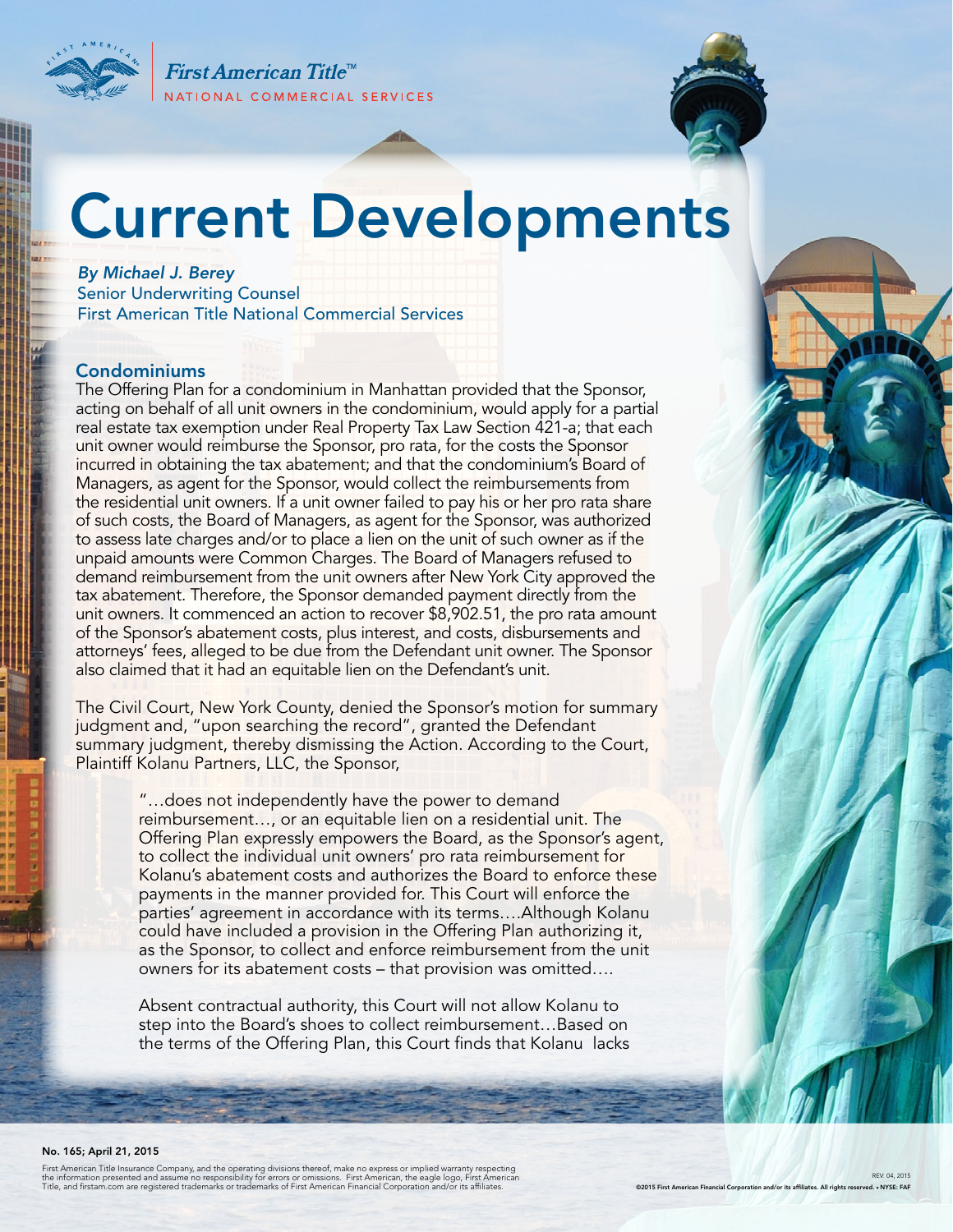First American Title™
NATIONAL COMMERCIAL SERVICES

# Current Developments

***By Michael J. Berey***
Senior Underwriting Counsel
First American Title National Commercial Services

## Condominiums

The Offering Plan for a condominium in Manhattan provided that the Sponsor, acting on behalf of all unit owners in the condominium, would apply for a partial real estate tax exemption under Real Property Tax Law Section 421-a; that each unit owner would reimburse the Sponsor, pro rata, for the costs the Sponsor incurred in obtaining the tax abatement; and that the condominium's Board of Managers, as agent for the Sponsor, would collect the reimbursements from the residential unit owners. If a unit owner failed to pay his or her pro rata share of such costs, the Board of Managers, as agent for the Sponsor, was authorized to assess late charges and/or to place a lien on the unit of such owner as if the unpaid amounts were Common Charges. The Board of Managers refused to demand reimbursement from the unit owners after New York City approved the tax abatement. Therefore, the Sponsor demanded payment directly from the unit owners. It commenced an action to recover $8,902.51, the pro rata amount of the Sponsor's abatement costs, plus interest, and costs, disbursements and attorneys' fees, alleged to be due from the Defendant unit owner. The Sponsor also claimed that it had an equitable lien on the Defendant's unit.

The Civil Court, New York County, denied the Sponsor's motion for summary judgment and, "upon searching the record", granted the Defendant summary judgment, thereby dismissing the Action. According to the Court, Plaintiff Kolanu Partners, LLC, the Sponsor,

> "…does not independently have the power to demand reimbursement…, or an equitable lien on a residential unit. The Offering Plan expressly empowers the Board, as the Sponsor's agent, to collect the individual unit owners' pro rata reimbursement for Kolanu's abatement costs and authorizes the Board to enforce these payments in the manner provided for. This Court will enforce the parties' agreement in accordance with its terms….Although Kolanu could have included a provision in the Offering Plan authorizing it, as the Sponsor, to collect and enforce reimbursement from the unit owners for its abatement costs – that provision was omitted….
>
> Absent contractual authority, this Court will not allow Kolanu to step into the Board's shoes to collect reimbursement…Based on the terms of the Offering Plan, this Court finds that Kolanu lacks

**No. 165; April 21, 2015**

First American Title Insurance Company, and the operating divisions thereof, make no express or implied warranty respecting the information presented and assume no responsibility for errors or omissions. First American, the eagle logo, First American Title, and firstam.com are registered trademarks or trademarks of First American Financial Corporation and/or its affiliates.

REV. 04, 2015
©2015 First American Financial Corporation and/or its affiliates. All rights reserved. • NYSE: FAF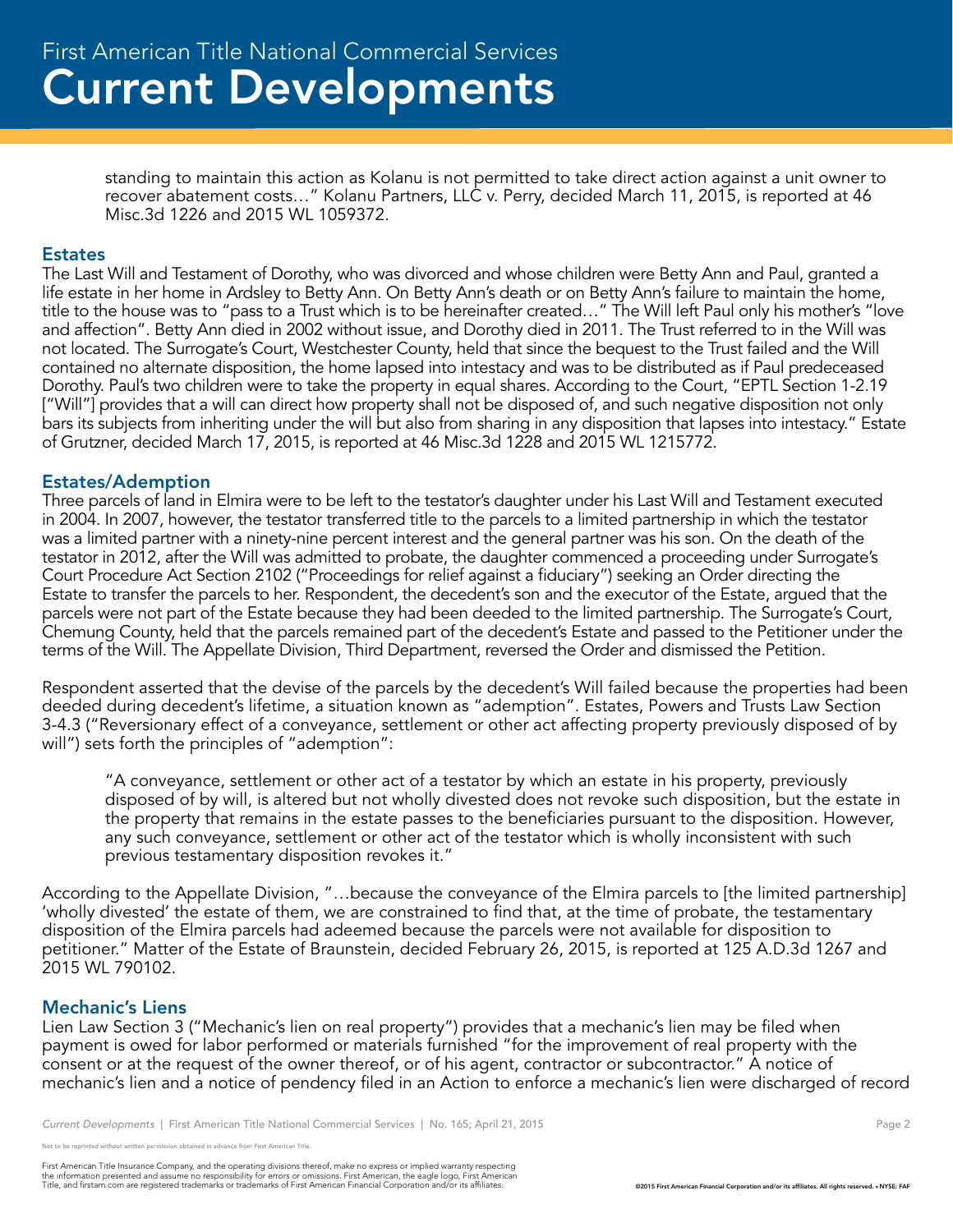standing to maintain this action as Kolanu is not permitted to take direct action against a unit owner to recover abatement costs…" Kolanu Partners, LLC v. Perry, decided March 11, 2015, is reported at 46 Misc.3d 1226 and 2015 WL 1059372.

## Estates

The Last Will and Testament of Dorothy, who was divorced and whose children were Betty Ann and Paul, granted a life estate in her home in Ardsley to Betty Ann. On Betty Ann's death or on Betty Ann's failure to maintain the home, title to the house was to "pass to a Trust which is to be hereinafter created…" The Will left Paul only his mother's "love and affection". Betty Ann died in 2002 without issue, and Dorothy died in 2011. The Trust referred to in the Will was not located. The Surrogate's Court, Westchester County, held that since the bequest to the Trust failed and the Will contained no alternate disposition, the home lapsed into intestacy and was to be distributed as if Paul predeceased Dorothy. Paul's two children were to take the property in equal shares. According to the Court, "EPTL Section 1-2.19 ["Will"] provides that a will can direct how property shall not be disposed of, and such negative disposition not only bars its subjects from inheriting under the will but also from sharing in any disposition that lapses into intestacy." Estate of Grutzner, decided March 17, 2015, is reported at 46 Misc.3d 1228 and 2015 WL 1215772.

## Estates/Ademption

Three parcels of land in Elmira were to be left to the testator's daughter under his Last Will and Testament executed in 2004. In 2007, however, the testator transferred title to the parcels to a limited partnership in which the testator was a limited partner with a ninety-nine percent interest and the general partner was his son. On the death of the testator in 2012, after the Will was admitted to probate, the daughter commenced a proceeding under Surrogate's Court Procedure Act Section 2102 ("Proceedings for relief against a fiduciary") seeking an Order directing the Estate to transfer the parcels to her. Respondent, the decedent's son and the executor of the Estate, argued that the parcels were not part of the Estate because they had been deeded to the limited partnership. The Surrogate's Court, Chemung County, held that the parcels remained part of the decedent's Estate and passed to the Petitioner under the terms of the Will. The Appellate Division, Third Department, reversed the Order and dismissed the Petition.

Respondent asserted that the devise of the parcels by the decedent's Will failed because the properties had been deeded during decedent's lifetime, a situation known as "ademption". Estates, Powers and Trusts Law Section 3-4.3 ("Reversionary effect of a conveyance, settlement or other act affecting property previously disposed of by will") sets forth the principles of "ademption":

> "A conveyance, settlement or other act of a testator by which an estate in his property, previously disposed of by will, is altered but not wholly divested does not revoke such disposition, but the estate in the property that remains in the estate passes to the beneficiaries pursuant to the disposition. However, any such conveyance, settlement or other act of the testator which is wholly inconsistent with such previous testamentary disposition revokes it."

According to the Appellate Division, "…because the conveyance of the Elmira parcels to [the limited partnership] 'wholly divested' the estate of them, we are constrained to find that, at the time of probate, the testamentary disposition of the Elmira parcels had adeemed because the parcels were not available for disposition to petitioner." Matter of the Estate of Braunstein, decided February 26, 2015, is reported at 125 A.D.3d 1267 and 2015 WL 790102.

## Mechanic's Liens

Lien Law Section 3 ("Mechanic's lien on real property") provides that a mechanic's lien may be filed when payment is owed for labor performed or materials furnished "for the improvement of real property with the consent or at the request of the owner thereof, or of his agent, contractor or subcontractor." A notice of mechanic's lien and a notice of pendency filed in an Action to enforce a mechanic's lien were discharged of record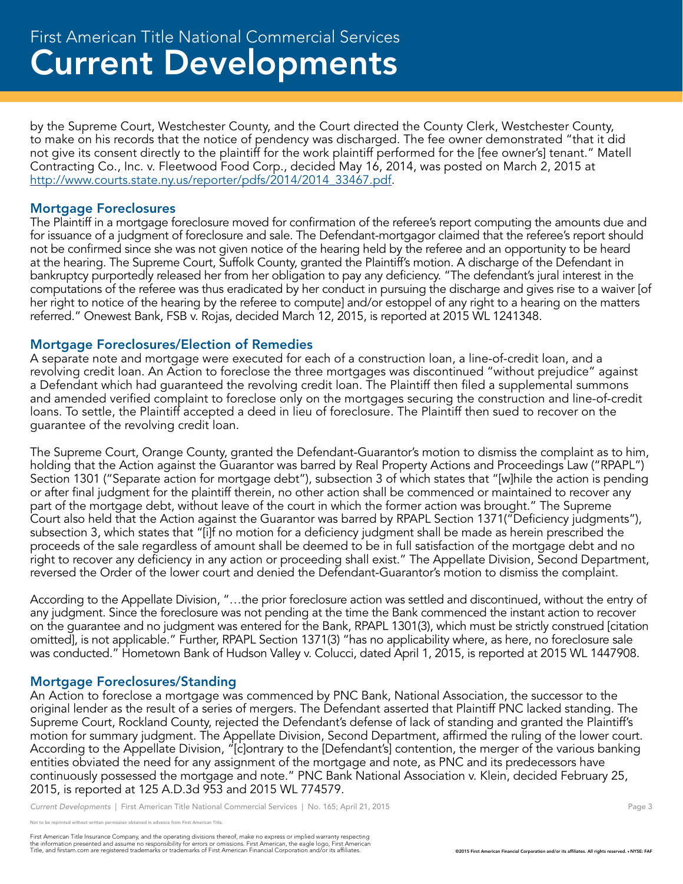by the Supreme Court, Westchester County, and the Court directed the County Clerk, Westchester County, to make on his records that the notice of pendency was discharged. The fee owner demonstrated "that it did not give its consent directly to the plaintiff for the work plaintiff performed for the [fee owner's] tenant." Matell Contracting Co., Inc. v. Fleetwood Food Corp., decided May 16, 2014, was posted on March 2, 2015 at http://www.courts.state.ny.us/reporter/pdfs/2014/2014_33467.pdf.

### Mortgage Foreclosures

The Plaintiff in a mortgage foreclosure moved for confirmation of the referee's report computing the amounts due and for issuance of a judgment of foreclosure and sale. The Defendant-mortgagor claimed that the referee's report should not be confirmed since she was not given notice of the hearing held by the referee and an opportunity to be heard at the hearing. The Supreme Court, Suffolk County, granted the Plaintiff's motion. A discharge of the Defendant in bankruptcy purportedly released her from her obligation to pay any deficiency. "The defendant's jural interest in the computations of the referee was thus eradicated by her conduct in pursuing the discharge and gives rise to a waiver [of her right to notice of the hearing by the referee to compute] and/or estoppel of any right to a hearing on the matters referred." Onewest Bank, FSB v. Rojas, decided March 12, 2015, is reported at 2015 WL 1241348.

### Mortgage Foreclosures/Election of Remedies

A separate note and mortgage were executed for each of a construction loan, a line-of-credit loan, and a revolving credit loan. An Action to foreclose the three mortgages was discontinued "without prejudice" against a Defendant which had guaranteed the revolving credit loan. The Plaintiff then filed a supplemental summons and amended verified complaint to foreclose only on the mortgages securing the construction and line-of-credit loans. To settle, the Plaintiff accepted a deed in lieu of foreclosure. The Plaintiff then sued to recover on the guarantee of the revolving credit loan.

The Supreme Court, Orange County, granted the Defendant-Guarantor's motion to dismiss the complaint as to him, holding that the Action against the Guarantor was barred by Real Property Actions and Proceedings Law ("RPAPL") Section 1301 ("Separate action for mortgage debt"), subsection 3 of which states that "[w]hile the action is pending or after final judgment for the plaintiff therein, no other action shall be commenced or maintained to recover any part of the mortgage debt, without leave of the court in which the former action was brought." The Supreme Court also held that the Action against the Guarantor was barred by RPAPL Section 1371("Deficiency judgments"), subsection 3, which states that "[i]f no motion for a deficiency judgment shall be made as herein prescribed the proceeds of the sale regardless of amount shall be deemed to be in full satisfaction of the mortgage debt and no right to recover any deficiency in any action or proceeding shall exist." The Appellate Division, Second Department, reversed the Order of the lower court and denied the Defendant-Guarantor's motion to dismiss the complaint.

According to the Appellate Division, "…the prior foreclosure action was settled and discontinued, without the entry of any judgment. Since the foreclosure was not pending at the time the Bank commenced the instant action to recover on the guarantee and no judgment was entered for the Bank, RPAPL 1301(3), which must be strictly construed [citation omitted], is not applicable." Further, RPAPL Section 1371(3) "has no applicability where, as here, no foreclosure sale was conducted." Hometown Bank of Hudson Valley v. Colucci, dated April 1, 2015, is reported at 2015 WL 1447908.

### Mortgage Foreclosures/Standing

An Action to foreclose a mortgage was commenced by PNC Bank, National Association, the successor to the original lender as the result of a series of mergers. The Defendant asserted that Plaintiff PNC lacked standing. The Supreme Court, Rockland County, rejected the Defendant's defense of lack of standing and granted the Plaintiff's motion for summary judgment. The Appellate Division, Second Department, affirmed the ruling of the lower court. According to the Appellate Division, "[c]ontrary to the [Defendant's] contention, the merger of the various banking entities obviated the need for any assignment of the mortgage and note, as PNC and its predecessors have continuously possessed the mortgage and note." PNC Bank National Association v. Klein, decided February 25, 2015, is reported at 125 A.D.3d 953 and 2015 WL 774579.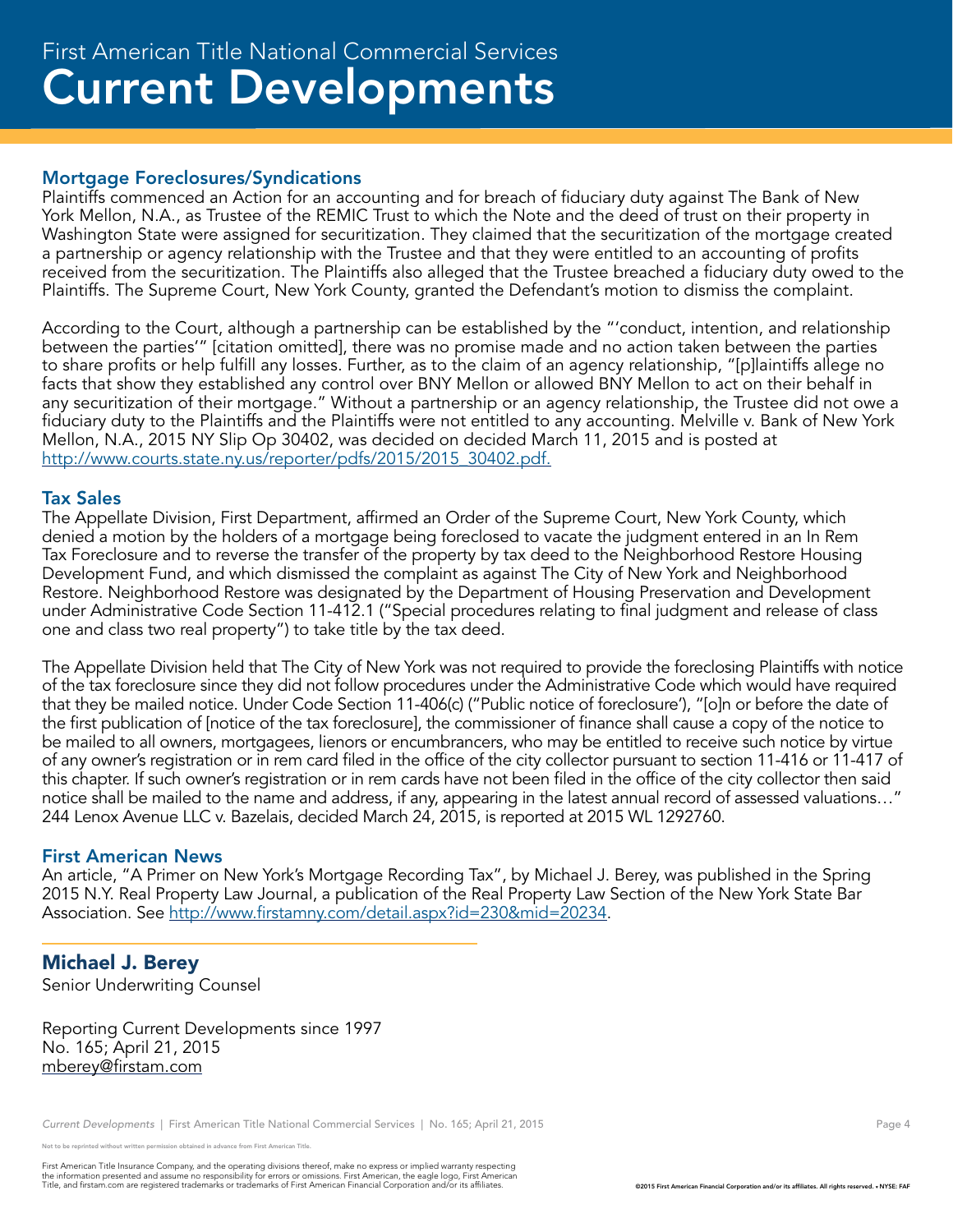# First American Title National Commercial Services
# Current Developments

## Mortgage Foreclosures/Syndications

Plaintiffs commenced an Action for an accounting and for breach of fiduciary duty against The Bank of New York Mellon, N.A., as Trustee of the REMIC Trust to which the Note and the deed of trust on their property in Washington State were assigned for securitization. They claimed that the securitization of the mortgage created a partnership or agency relationship with the Trustee and that they were entitled to an accounting of profits received from the securitization. The Plaintiffs also alleged that the Trustee breached a fiduciary duty owed to the Plaintiffs. The Supreme Court, New York County, granted the Defendant's motion to dismiss the complaint.

According to the Court, although a partnership can be established by the "'conduct, intention, and relationship between the parties'" [citation omitted], there was no promise made and no action taken between the parties to share profits or help fulfill any losses. Further, as to the claim of an agency relationship, "[p]laintiffs allege no facts that show they established any control over BNY Mellon or allowed BNY Mellon to act on their behalf in any securitization of their mortgage." Without a partnership or an agency relationship, the Trustee did not owe a fiduciary duty to the Plaintiffs and the Plaintiffs were not entitled to any accounting. Melville v. Bank of New York Mellon, N.A., 2015 NY Slip Op 30402, was decided on decided March 11, 2015 and is posted at http://www.courts.state.ny.us/reporter/pdfs/2015/2015_30402.pdf.

## Tax Sales

The Appellate Division, First Department, affirmed an Order of the Supreme Court, New York County, which denied a motion by the holders of a mortgage being foreclosed to vacate the judgment entered in an In Rem Tax Foreclosure and to reverse the transfer of the property by tax deed to the Neighborhood Restore Housing Development Fund, and which dismissed the complaint as against The City of New York and Neighborhood Restore. Neighborhood Restore was designated by the Department of Housing Preservation and Development under Administrative Code Section 11-412.1 ("Special procedures relating to final judgment and release of class one and class two real property") to take title by the tax deed.

The Appellate Division held that The City of New York was not required to provide the foreclosing Plaintiffs with notice of the tax foreclosure since they did not follow procedures under the Administrative Code which would have required that they be mailed notice. Under Code Section 11-406(c) ("Public notice of foreclosure'), "[o]n or before the date of the first publication of [notice of the tax foreclosure], the commissioner of finance shall cause a copy of the notice to be mailed to all owners, mortgagees, lienors or encumbrancers, who may be entitled to receive such notice by virtue of any owner's registration or in rem card filed in the office of the city collector pursuant to section 11-416 or 11-417 of this chapter. If such owner's registration or in rem cards have not been filed in the office of the city collector then said notice shall be mailed to the name and address, if any, appearing in the latest annual record of assessed valuations…" 244 Lenox Avenue LLC v. Bazelais, decided March 24, 2015, is reported at 2015 WL 1292760.

## First American News

An article, "A Primer on New York's Mortgage Recording Tax", by Michael J. Berey, was published in the Spring 2015 N.Y. Real Property Law Journal, a publication of the Real Property Law Section of the New York State Bar Association. See http://www.firstamny.com/detail.aspx?id=230&mid=20234.

---

**Michael J. Berey**
Senior Underwriting Counsel

Reporting Current Developments since 1997
No. 165; April 21, 2015
mberey@firstam.com

Not to be reprinted without written permission obtained in advance from First American Title.

First American Title Insurance Company, and the operating divisions thereof, make no express or implied warranty respecting the information presented and assume no responsibility for errors or omissions. First American, the eagle logo, First American Title, and firstam.com are registered trademarks or trademarks of First American Financial Corporation and/or its affiliates.

©2015 First American Financial Corporation and/or its affiliates. All rights reserved. • NYSE: FAF